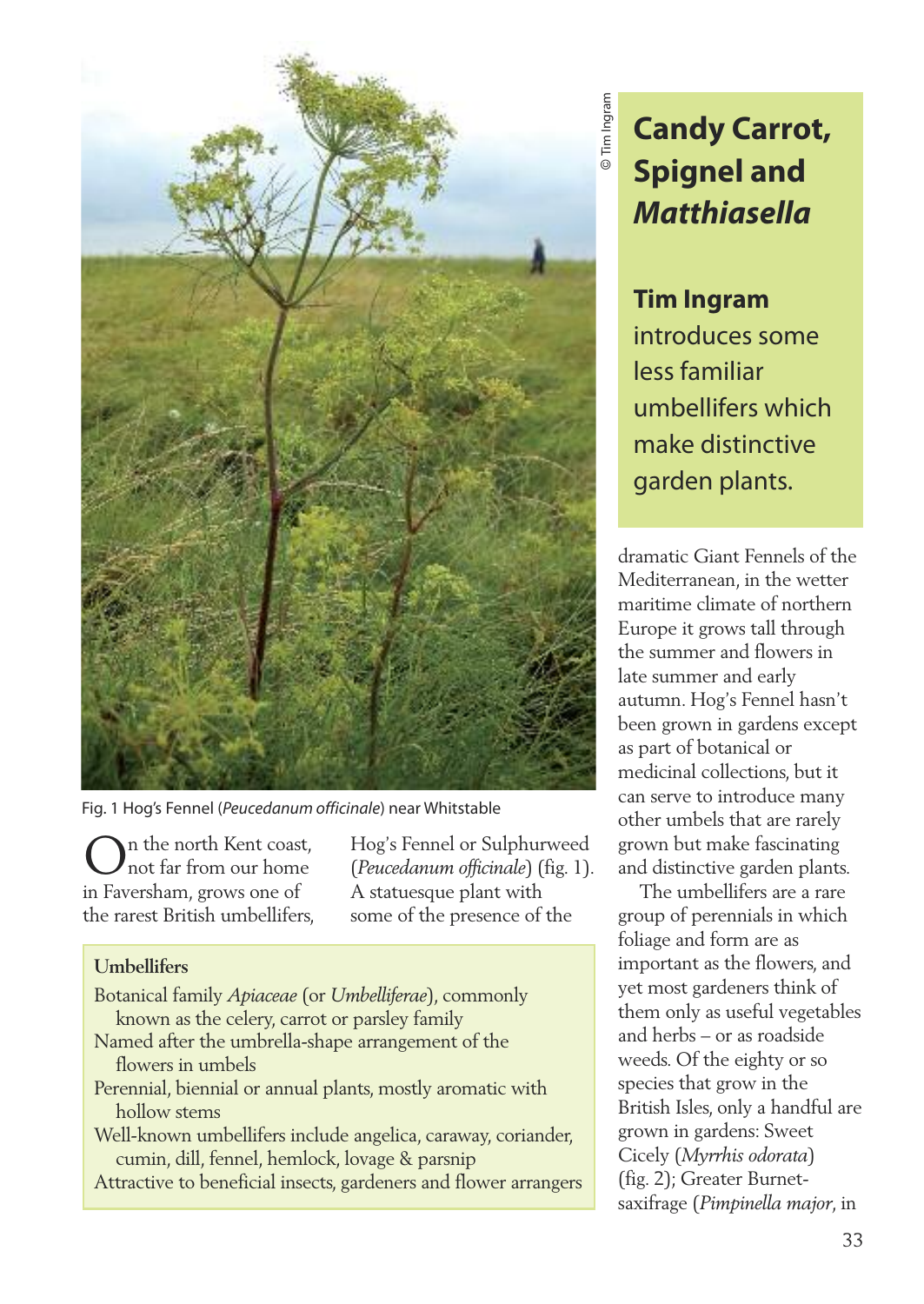# Candy Carrot, Spignel and *Matthiasella*

**Tim Ingram** introduces some less familiar umbellifers which make distinctive garden plants.

Fig. 1 Hog's Fennel (*Peucedanum officinale*) near Whitstable

On the north Kent coast, not far from our home in Faversham, grows one of the rarest British umbellifers, Hog's Fennel or Sulphurweed (*Peucedanum officinale*) (fig. 1). A statuesque plant with some of the presence of the dramatic Giant Fennels of the Mediterranean, in the wetter maritime climate of northern Europe it grows tall through the summer and flowers in late summer and early autumn. Hog's Fennel hasn't been grown in gardens except as part of botanical or medicinal collections, but it can serve to introduce many other umbels that are rarely grown but make fascinating and distinctive garden plants.

The umbellifers are a rare group of perennials in which foliage and form are as important as the flowers, and yet most gardeners think of them only as useful vegetables and herbs – or as roadside weeds. Of the eighty or so species that grow in the British Isles, only a handful are grown in gardens: Sweet Cicely (*Myrrhis odorata*) (fig. 2); Greater Burnet-saxifrage (*Pimpinella major*, in

**Umbellifers**

- Botanical family *Apiaceae* (or *Umbelliferae*), commonly known as the celery, carrot or parsley family
- Named after the umbrella-shape arrangement of the flowers in umbels
- Perennial, biennial or annual plants, mostly aromatic with hollow stems
- Well-known umbellifers include angelica, caraway, coriander, cumin, dill, fennel, hemlock, lovage & parsnip
- Attractive to beneficial insects, gardeners and flower arrangers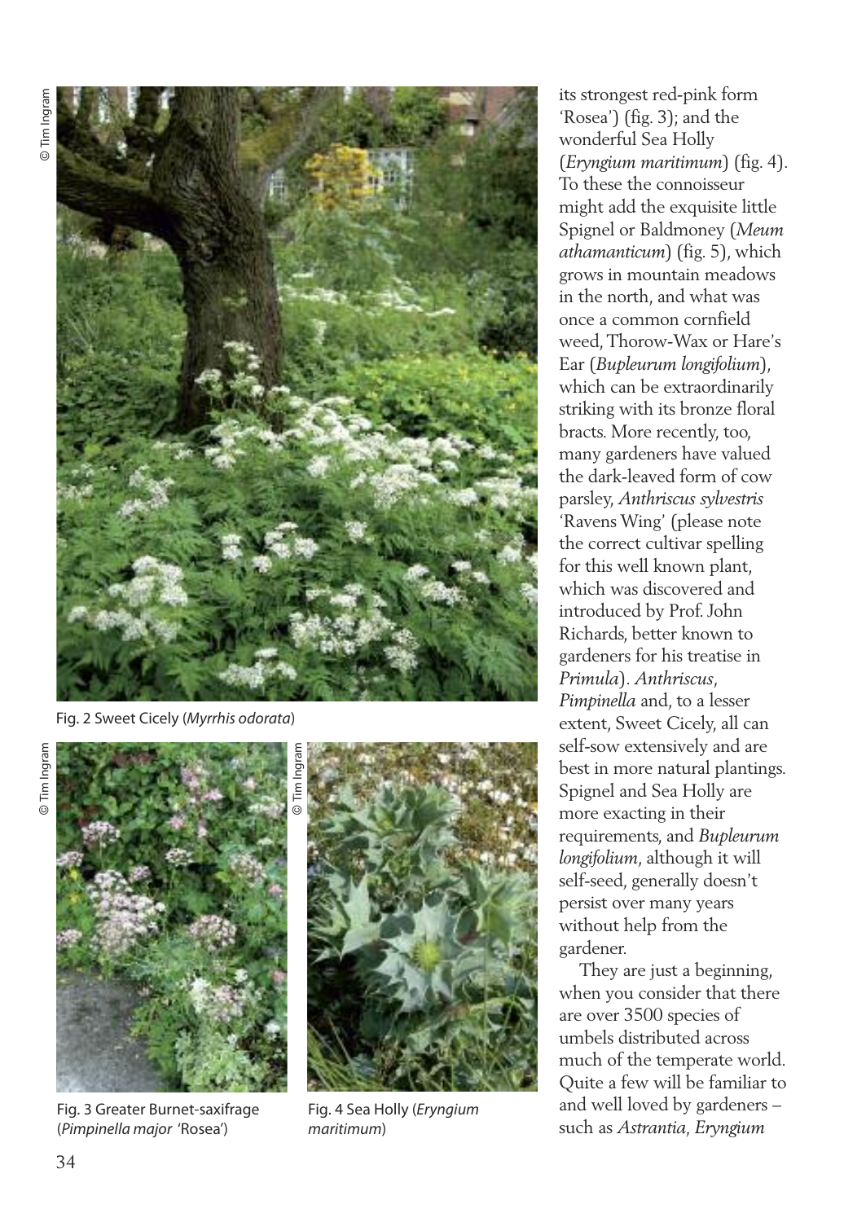© Tim Ingram

Fig. 2 Sweet Cicely (*Myrrhis odorata*)

© Tim Ingram

Fig. 3 Greater Burnet-saxifrage (*Pimpinella major* 'Rosea')

© Tim Ingram

Fig. 4 Sea Holly (*Eryngium maritimum*)

its strongest red-pink form 'Rosea') (fig. 3); and the wonderful Sea Holly (*Eryngium maritimum*) (fig. 4). To these the connoisseur might add the exquisite little Spignel or Baldmoney (*Meum athamanticum*) (fig. 5), which grows in mountain meadows in the north, and what was once a common cornfield weed, Thorow-Wax or Hare's Ear (*Bupleurum longifolium*), which can be extraordinarily striking with its bronze floral bracts. More recently, too, many gardeners have valued the dark-leaved form of cow parsley, *Anthriscus sylvestris* 'Ravens Wing' (please note the correct cultivar spelling for this well known plant, which was discovered and introduced by Prof. John Richards, better known to gardeners for his treatise in *Primula*). *Anthriscus*, *Pimpinella* and, to a lesser extent, Sweet Cicely, all can self-sow extensively and are best in more natural plantings. Spignel and Sea Holly are more exacting in their requirements, and *Bupleurum longifolium*, although it will self-seed, generally doesn't persist over many years without help from the gardener.

They are just a beginning, when you consider that there are over 3500 species of umbels distributed across much of the temperate world. Quite a few will be familiar to and well loved by gardeners – such as *Astrantia*, *Eryngium*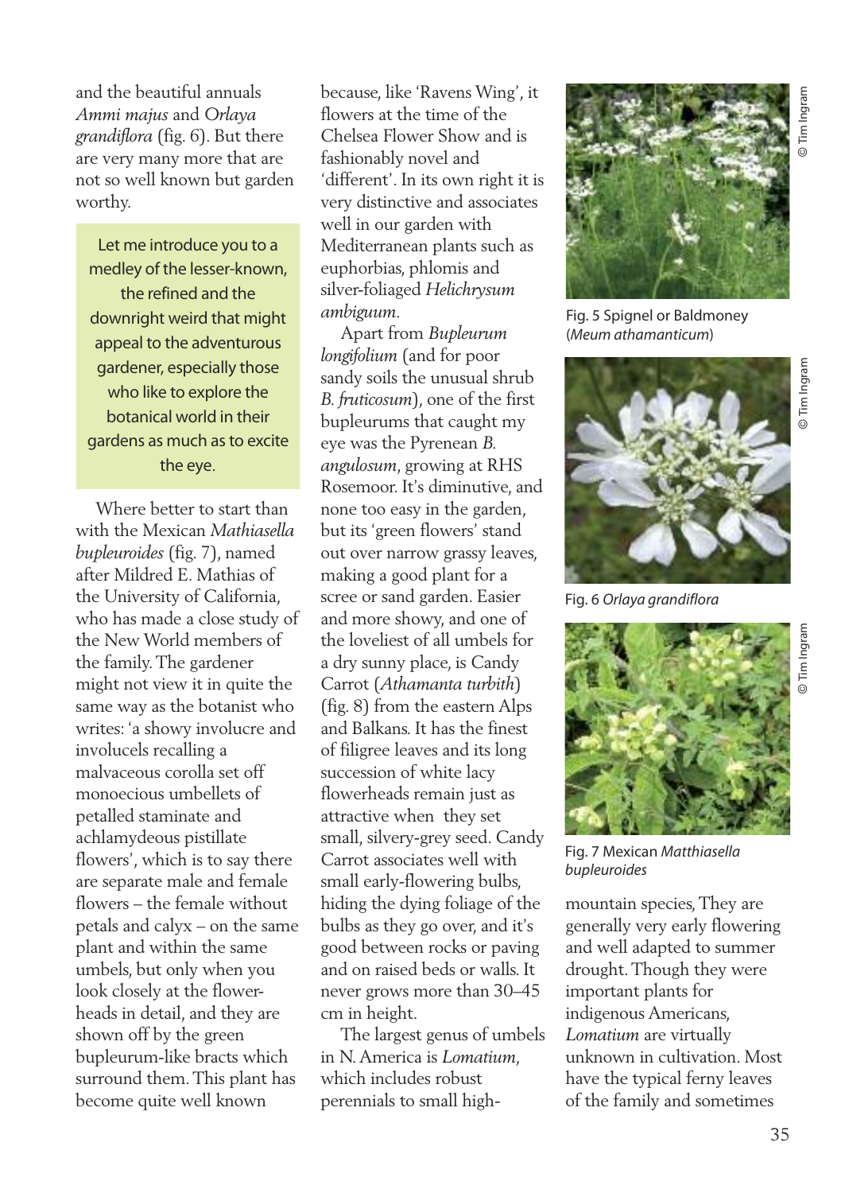and the beautiful annuals *Ammi majus* and *Orlaya grandiflora* (fig. 6). But there are very many more that are not so well known but garden worthy.

> Let me introduce you to a medley of the lesser-known, the refined and the downright weird that might appeal to the adventurous gardener, especially those who like to explore the botanical world in their gardens as much as to excite the eye.

Where better to start than with the Mexican *Mathiasella bupleuroides* (fig. 7), named after Mildred E. Mathias of the University of California, who has made a close study of the New World members of the family. The gardener might not view it in quite the same way as the botanist who writes: 'a showy involucre and involucels recalling a malvaceous corolla set off monoecious umbellets of petalled staminate and achlamydeous pistillate flowers', which is to say there are separate male and female flowers – the female without petals and calyx – on the same plant and within the same umbels, but only when you look closely at the flower-heads in detail, and they are shown off by the green bupleurum-like bracts which surround them. This plant has become quite well known because, like 'Ravens Wing', it flowers at the time of the Chelsea Flower Show and is fashionably novel and 'different'. In its own right it is very distinctive and associates well in our garden with Mediterranean plants such as euphorbias, phlomis and silver-foliaged *Helichrysum ambiguum*.

Apart from *Bupleurum longifolium* (and for poor sandy soils the unusual shrub *B. fruticosum*), one of the first bupleurums that caught my eye was the Pyrenean *B. angulosum*, growing at RHS Rosemoor. It's diminutive, and none too easy in the garden, but its 'green flowers' stand out over narrow grassy leaves, making a good plant for a scree or sand garden. Easier and more showy, and one of the loveliest of all umbels for a dry sunny place, is Candy Carrot (*Athamanta turbith*) (fig. 8) from the eastern Alps and Balkans. It has the finest of filigree leaves and its long succession of white lacy flowerheads remain just as attractive when they set small, silvery-grey seed. Candy Carrot associates well with small early-flowering bulbs, hiding the dying foliage of the bulbs as they go over, and it's good between rocks or paving and on raised beds or walls. It never grows more than 30–45 cm in height.

The largest genus of umbels in N. America is *Lomatium*, which includes robust perennials to small high-mountain species, They are generally very early flowering and well adapted to summer drought. Though they were important plants for indigenous Americans, *Lomatium* are virtually unknown in cultivation. Most have the typical ferny leaves of the family and sometimes

© Tim Ingram

Fig. 5 Spignel or Baldmoney (*Meum athamanticum*)

© Tim Ingram

Fig. 6 *Orlaya grandiflora*

© Tim Ingram

Fig. 7 Mexican *Matthiasella bupleuroides*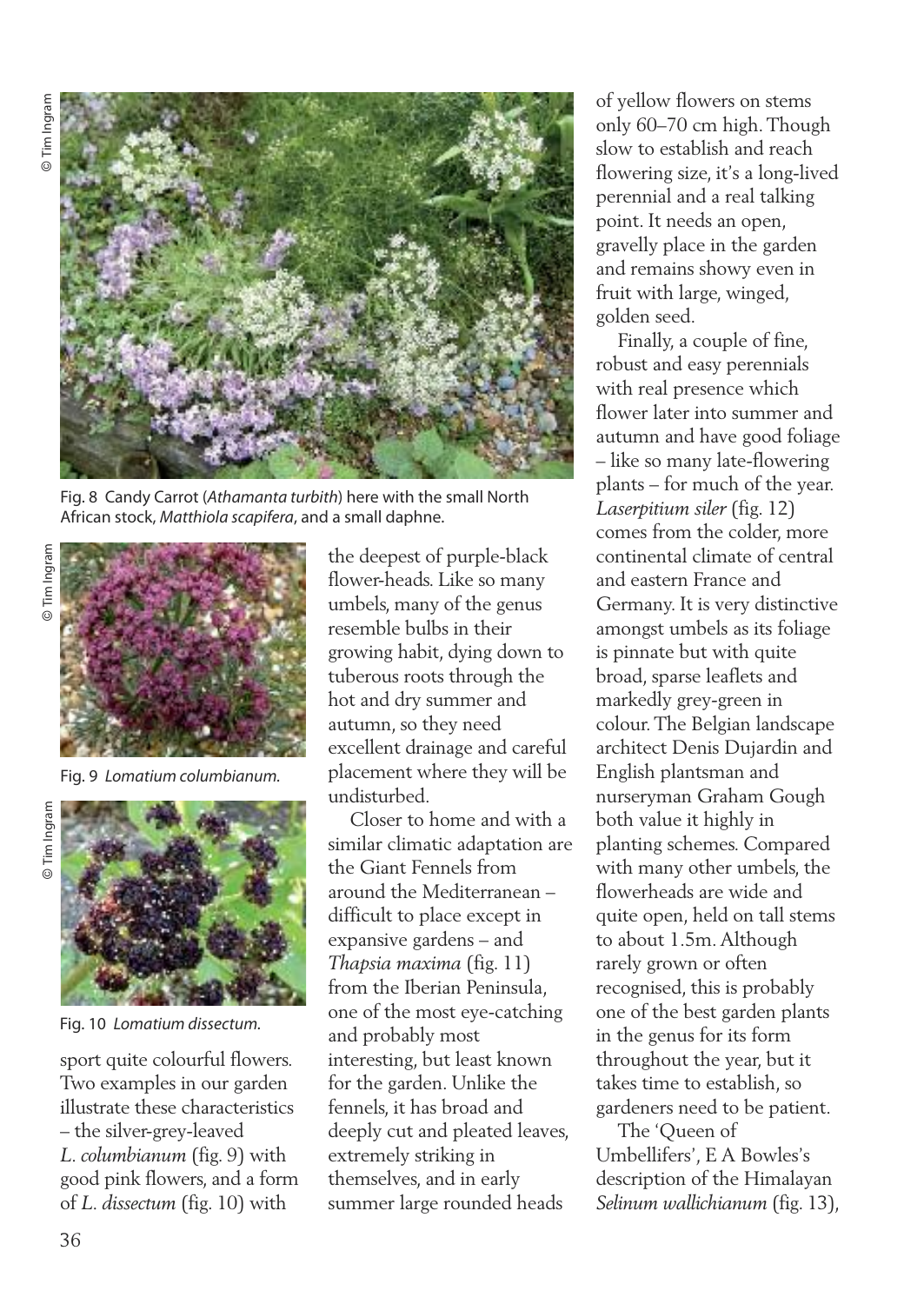Fig. 8 Candy Carrot (*Athamanta turbith*) here with the small North African stock, *Matthiola scapifera*, and a small daphne.

Fig. 9 *Lomatium columbianum.*

Fig. 10 *Lomatium dissectum.*

sport quite colourful flowers. Two examples in our garden illustrate these characteristics – the silver-grey-leaved *L. columbianum* (fig. 9) with good pink flowers, and a form of *L. dissectum* (fig. 10) with the deepest of purple-black flower-heads. Like so many umbels, many of the genus resemble bulbs in their growing habit, dying down to tuberous roots through the hot and dry summer and autumn, so they need excellent drainage and careful placement where they will be undisturbed.

Closer to home and with a similar climatic adaptation are the Giant Fennels from around the Mediterranean – difficult to place except in expansive gardens – and *Thapsia maxima* (fig. 11) from the Iberian Peninsula, one of the most eye-catching and probably most interesting, but least known for the garden. Unlike the fennels, it has broad and deeply cut and pleated leaves, extremely striking in themselves, and in early summer large rounded heads of yellow flowers on stems only 60–70 cm high. Though slow to establish and reach flowering size, it's a long-lived perennial and a real talking point. It needs an open, gravelly place in the garden and remains showy even in fruit with large, winged, golden seed.

Finally, a couple of fine, robust and easy perennials with real presence which flower later into summer and autumn and have good foliage – like so many late-flowering plants – for much of the year. *Laserpitium siler* (fig. 12) comes from the colder, more continental climate of central and eastern France and Germany. It is very distinctive amongst umbels as its foliage is pinnate but with quite broad, sparse leaflets and markedly grey-green in colour. The Belgian landscape architect Denis Dujardin and English plantsman and nurseryman Graham Gough both value it highly in planting schemes. Compared with many other umbels, the flowerheads are wide and quite open, held on tall stems to about 1.5m. Although rarely grown or often recognised, this is probably one of the best garden plants in the genus for its form throughout the year, but it takes time to establish, so gardeners need to be patient.

The 'Queen of Umbellifers', E A Bowles's description of the Himalayan *Selinum wallichianum* (fig. 13),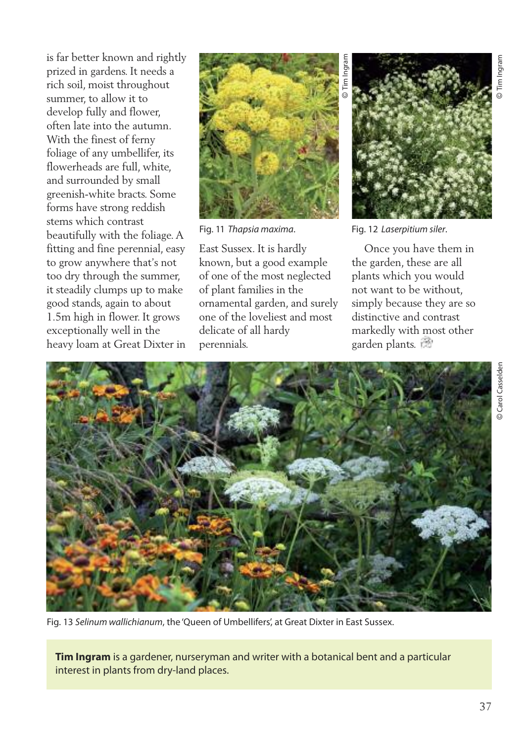is far better known and rightly prized in gardens. It needs a rich soil, moist throughout summer, to allow it to develop fully and flower, often late into the autumn. With the finest of ferny foliage of any umbellifer, its flowerheads are full, white, and surrounded by small greenish-white bracts. Some forms have strong reddish stems which contrast beautifully with the foliage. A fitting and fine perennial, easy to grow anywhere that's not too dry through the summer, it steadily clumps up to make good stands, again to about 1.5m high in flower. It grows exceptionally well in the heavy loam at Great Dixter in East Sussex. It is hardly known, but a good example of one of the most neglected of plant families in the ornamental garden, and surely one of the loveliest and most delicate of all hardy perennials.

Fig. 11 *Thapsia maxima*.

© Tim Ingram

Fig. 12 *Laserpitium siler*.

© Tim Ingram

Once you have them in the garden, these are all plants which you would not want to be without, simply because they are so distinctive and contrast markedly with most other garden plants.

Fig. 13 *Selinum wallichianum*, the 'Queen of Umbellifers', at Great Dixter in East Sussex.

© Carol Casselden

**Tim Ingram** is a gardener, nurseryman and writer with a botanical bent and a particular interest in plants from dry-land places.